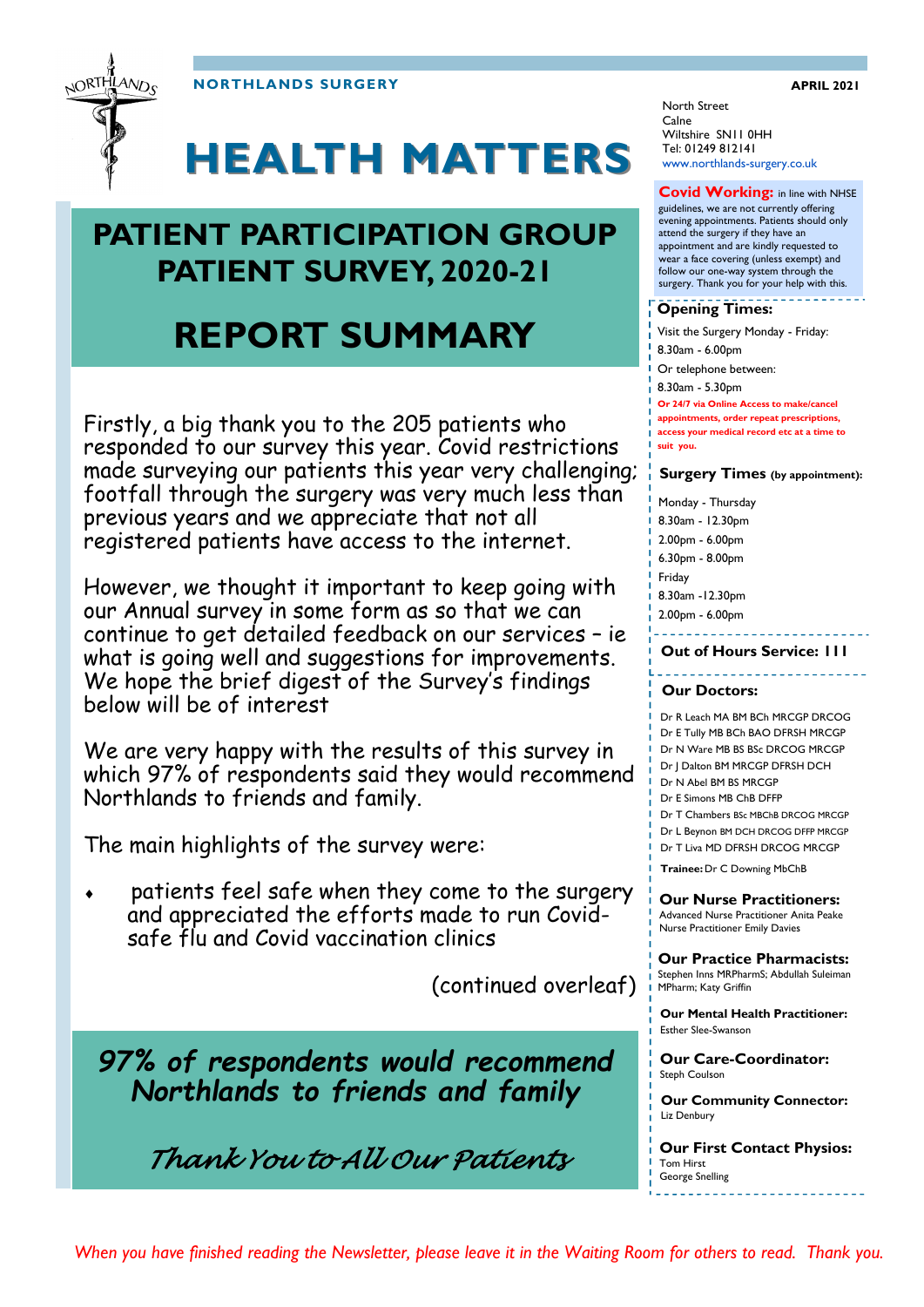NORTHLANDS SURGERY

APRIL 2021

# HEALTH MATTERS

## PATIENT PARTICIPATION GROUP PATIENT SURVEY, 2020-21

# REPORT SUMMARY

Firstly, a big thank you to the 205 patients who responded to our survey this year. Covid restrictions made surveying our patients this year very challenging; footfall through the surgery was very much less than previous years and we appreciate that not all registered patients have access to the internet.

However, we thought it important to keep going with our Annual survey in some form as so that we can continue to get detailed feedback on our services – ie what is going well and suggestions for improvements. We hope the brief digest of the Survey's findings below will be of interest

We are very happy with the results of this survey in which 97% of respondents said they would recommend Northlands to friends and family.

The main highlights of the survey were:

- patients feel safe when they come to the surgery and appreciated the efforts made to run Covid-safe flu and Covid vaccination clinics

(continued overleaf)

***97% of respondents would recommend Northlands to friends and family***

*Thank You to All Our Patients*

---

North Street
Calne
Wiltshire SN11 0HH
Tel: 01249 812141
www.northlands-surgery.co.uk

**Covid Working:** in line with NHSE guidelines, we are not currently offering evening appointments. Patients should only attend the surgery if they have an appointment and are kindly requested to wear a face covering (unless exempt) and follow our one-way system through the surgery. Thank you for your help with this.

**Opening Times:**

Visit the Surgery Monday - Friday:
8.30am - 6.00pm
Or telephone between:
8.30am - 5.30pm

**Or 24/7 via Online Access to make/cancel appointments, order repeat prescriptions, access your medical record etc at a time to suit you.**

**Surgery Times** **(by appointment):**

Monday - Thursday
8.30am - 12.30pm
2.00pm - 6.00pm
6.30pm - 8.00pm
Friday
8.30am -12.30pm
2.00pm - 6.00pm

**Out of Hours Service: 111**

**Our Doctors:**

Dr R Leach MA BM BCh MRCGP DRCOG
Dr E Tully MB BCh BAO DFRSH MRCGP
Dr N Ware MB BS BSc DRCOG MRCGP
Dr J Dalton BM MRCGP DFRSH DCH
Dr N Abel BM BS MRCGP
Dr E Simons MB ChB DFFP
Dr T Chambers BSc MBChB DRCOG MRCGP
Dr L Beynon BM DCH DRCOG DFFP MRCGP
Dr T Liva MD DFRSH DRCOG MRCGP

**Trainee:** Dr C Downing MbChB

**Our Nurse Practitioners:**
Advanced Nurse Practitioner Anita Peake
Nurse Practitioner Emily Davies

**Our Practice Pharmacists:**
Stephen Inns MRPharmS; Abdullah Suleiman MPharm; Katy Griffin

**Our Mental Health Practitioner:**
Esther Slee-Swanson

**Our Care-Coordinator:**
Steph Coulson

**Our Community Connector:**
Liz Denbury

**Our First Contact Physios:**
Tom Hirst
George Snelling

*When you have finished reading the Newsletter, please leave it in the Waiting Room for others to read. Thank you.*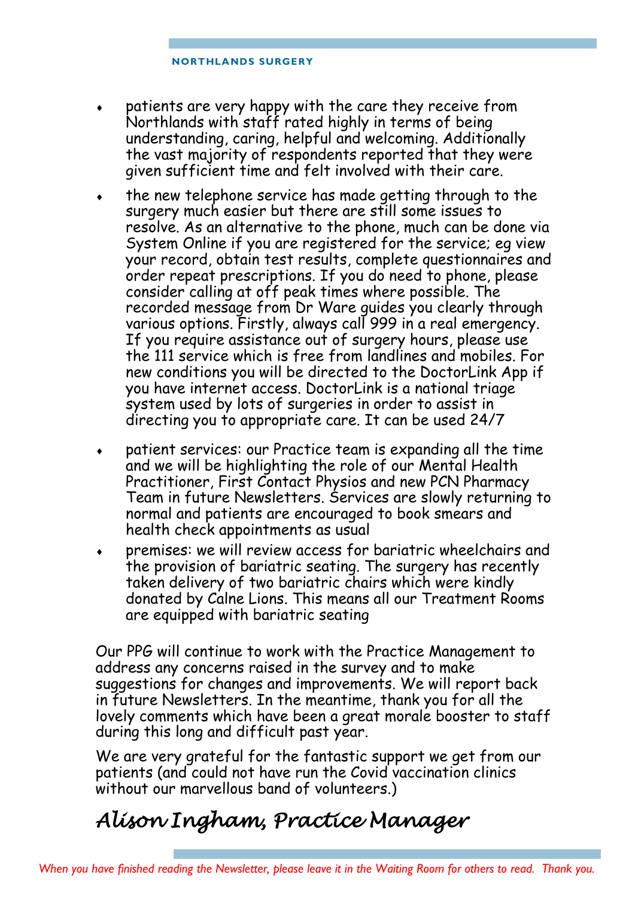- patients are very happy with the care they receive from Northlands with staff rated highly in terms of being understanding, caring, helpful and welcoming. Additionally the vast majority of respondents reported that they were given sufficient time and felt involved with their care.
- the new telephone service has made getting through to the surgery much easier but there are still some issues to resolve. As an alternative to the phone, much can be done via System Online if you are registered for the service; eg view your record, obtain test results, complete questionnaires and order repeat prescriptions. If you do need to phone, please consider calling at off peak times where possible. The recorded message from Dr Ware guides you clearly through various options. Firstly, always call 999 in a real emergency. If you require assistance out of surgery hours, please use the 111 service which is free from landlines and mobiles. For new conditions you will be directed to the DoctorLink App if you have internet access. DoctorLink is a national triage system used by lots of surgeries in order to assist in directing you to appropriate care. It can be used 24/7
- patient services: our Practice team is expanding all the time and we will be highlighting the role of our Mental Health Practitioner, First Contact Physios and new PCN Pharmacy Team in future Newsletters. Services are slowly returning to normal and patients are encouraged to book smears and health check appointments as usual
- premises: we will review access for bariatric wheelchairs and the provision of bariatric seating. The surgery has recently taken delivery of two bariatric chairs which were kindly donated by Calne Lions. This means all our Treatment Rooms are equipped with bariatric seating

Our PPG will continue to work with the Practice Management to address any concerns raised in the survey and to make suggestions for changes and improvements. We will report back in future Newsletters. In the meantime, thank you for all the lovely comments which have been a great morale booster to staff during this long and difficult past year.

We are very grateful for the fantastic support we get from our patients (and could not have run the Covid vaccination clinics without our marvellous band of volunteers.)

*Alison Ingham, Practice Manager*

*When you have finished reading the Newsletter, please leave it in the Waiting Room for others to read. Thank you.*